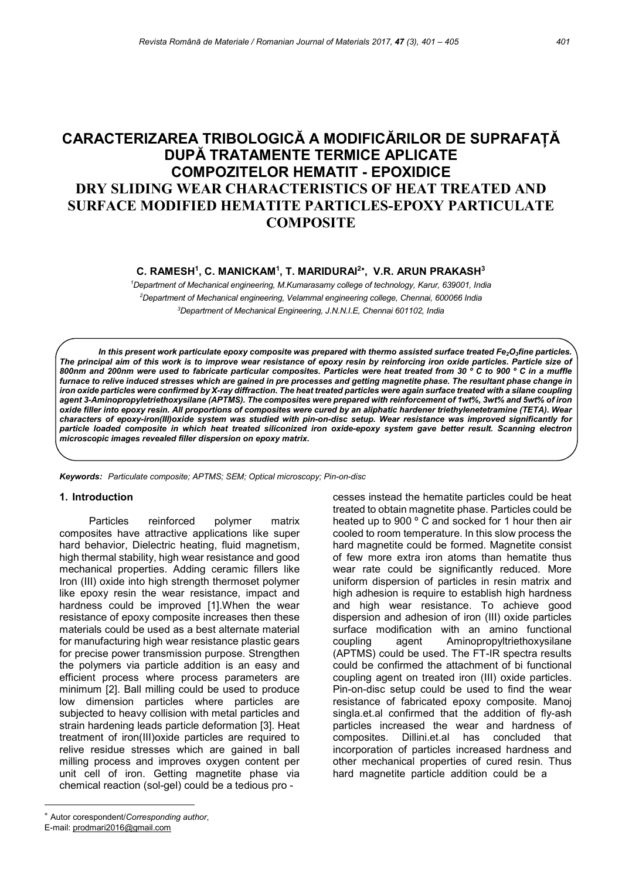# CARACTERIZAREA TRIBOLOGICĂ A MODIFICĂRILOR DE SUPRAFAȚĂ DUPĂ TRATAMENTE TERMICE APLICATE COMPOZITELOR HEMATIT - EPOXIDICE

# DRY SLIDING WEAR CHARACTERISTICS OF HEAT TREATED AND SURFACE MODIFIED HEMATITE PARTICLES-EPOXY PARTICULATE COMPOSITE

**C. RAMESH[1], C. MANICKAM[1], T. MARIDURAI[2*], V.R. ARUN PRAKASH[3]**

[1]*Department of Mechanical engineering, M.Kumarasamy college of technology, Karur, 639001, India*
[2]*Department of Mechanical engineering, Velammal engineering college, Chennai, 600066 India*
[3]*Department of Mechanical Engineering, J.N.N.I.E, Chennai 601102, India*

***In this present work particulate epoxy composite was prepared with thermo assisted surface treated $Fe_2O_3$fine particles. The principal aim of this work is to improve wear resistance of epoxy resin by reinforcing iron oxide particles. Particle size of 800nm and 200nm were used to fabricate particular composites. Particles were heat treated from 30 º C to 900 º C in a muffle furnace to relive induced stresses which are gained in pre processes and getting magnetite phase. The resultant phase change in iron oxide particles were confirmed by X-ray diffraction. The heat treated particles were again surface treated with a silane coupling agent 3-Aminopropyletriethoxysilane (APTMS). The composites were prepared with reinforcement of 1wt%, 3wt% and 5wt% of iron oxide filler into epoxy resin. All proportions of composites were cured by an aliphatic hardener triethylenetetramine (TETA). Wear characters of epoxy-iron(III)oxide system was studied with pin-on-disc setup. Wear resistance was improved significantly for particle loaded composite in which heat treated siliconized iron oxide-epoxy system gave better result. Scanning electron microscopic images revealed filler dispersion on epoxy matrix.***

***Keywords:*** *Particulate composite; APTMS; SEM; Optical microscopy; Pin-on-disc*

## 1. Introduction

Particles reinforced polymer matrix composites have attractive applications like super hard behavior, Dielectric heating, fluid magnetism, high thermal stability, high wear resistance and good mechanical properties. Adding ceramic fillers like Iron (III) oxide into high strength thermoset polymer like epoxy resin the wear resistance, impact and hardness could be improved [1].When the wear resistance of epoxy composite increases then these materials could be used as a best alternate material for manufacturing high wear resistance plastic gears for precise power transmission purpose. Strengthen the polymers via particle addition is an easy and efficient process where process parameters are minimum [2]. Ball milling could be used to produce low dimension particles where particles are subjected to heavy collision with metal particles and strain hardening leads particle deformation [3]. Heat treatment of iron(III)oxide particles are required to relive residue stresses which are gained in ball milling process and improves oxygen content per unit cell of iron. Getting magnetite phase via chemical reaction (sol-gel) could be a tedious processes instead the hematite particles could be heat treated to obtain magnetite phase. Particles could be heated up to 900 º C and socked for 1 hour then air cooled to room temperature. In this slow process the hard magnetite could be formed. Magnetite consist of few more extra iron atoms than hematite thus wear rate could be significantly reduced. More uniform dispersion of particles in resin matrix and high adhesion is require to establish high hardness and high wear resistance. To achieve good dispersion and adhesion of iron (III) oxide particles surface modification with an amino functional coupling agent Aminopropyltriethoxysilane (APTMS) could be used. The FT-IR spectra results could be confirmed the attachment of bi functional coupling agent on treated iron (III) oxide particles. Pin-on-disc setup could be used to find the wear resistance of fabricated epoxy composite. Manoj singla.et.al confirmed that the addition of fly-ash particles increased the wear and hardness of composites. Dillini.et.al has concluded that incorporation of particles increased hardness and other mechanical properties of cured resin. Thus hard magnetite particle addition could be a

---

\* Autor corespondent/*Corresponding author*,
E-mail: prodmari2016@gmail.com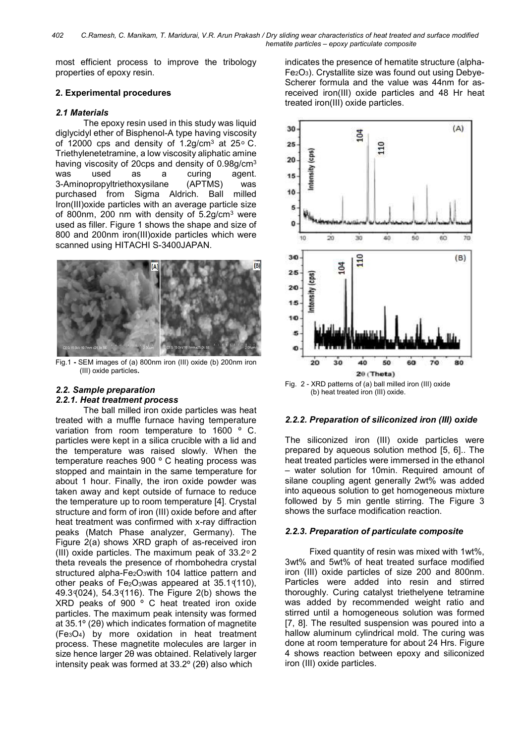most efficient process to improve the tribology properties of epoxy resin.

## 2. Experimental procedures

### *2.1 Materials*

The epoxy resin used in this study was liquid diglycidyl ether of Bisphenol-A type having viscosity of 12000 cps and density of 1.2g/cm$^3$ at 25$^\circ$ C. Triethylenetetramine, a low viscosity aliphatic amine having viscosity of 20cps and density of 0.98g/cm$^3$ was used as a curing agent. 3-Aminopropyltriethoxysilane (APTMS) was purchased from Sigma Aldrich. Ball milled Iron(III)oxide particles with an average particle size of 800nm, 200 nm with density of 5.2g/cm$^3$ were used as filler. Figure 1 shows the shape and size of 800 and 200nm iron(III)oxide particles which were scanned using HITACHI S-3400JAPAN.

Fig.1 - SEM images of (a) 800nm iron (III) oxide (b) 200nm iron (III) oxide particles.

### *2.2. Sample preparation*

#### *2.2.1. Heat treatment process*

The ball milled iron oxide particles was heat treated with a muffle furnace having temperature variation from room temperature to 1600 º C. particles were kept in a silica crucible with a lid and the temperature was raised slowly. When the temperature reaches 900 º C heating process was stopped and maintain in the same temperature for about 1 hour. Finally, the iron oxide powder was taken away and kept outside of furnace to reduce the temperature up to room temperature [4]. Crystal structure and form of iron (III) oxide before and after heat treatment was confirmed with x-ray diffraction peaks (Match Phase analyzer, Germany). The Figure 2(a) shows XRD graph of as-received iron (III) oxide particles. The maximum peak of 33.2$^\circ$ 2 theta reveals the presence of rhombohedra crystal structured alpha-$Fe_2O_3$with 104 lattice pattern and other peaks of $Fe_2O_3$was appeared at 35.1$^\circ$(110), 49.3$^\circ$(024), 54.3$^\circ$(116). The Figure 2(b) shows the XRD peaks of 900 º C heat treated iron oxide particles. The maximum peak intensity was formed at 35.1º (2θ) which indicates formation of magnetite ($Fe_3O_4$) by more oxidation in heat treatment process. These magnetite molecules are larger in size hence larger 2θ was obtained. Relatively larger intensity peak was formed at 33.2º (2θ) also which indicates the presence of hematite structure (alpha-$Fe_2O_3$). Crystallite size was found out using Debye-Scherer formula and the value was 44nm for as-received iron(III) oxide particles and 48 Hr heat treated iron(III) oxide particles.

Fig. 2 - XRD patterns of (a) ball milled iron (III) oxide (b) heat treated iron (III) oxide.

#### *2.2.2. Preparation of siliconized iron (III) oxide*

The siliconized iron (III) oxide particles were prepared by aqueous solution method [5, 6].. The heat treated particles were immersed in the ethanol – water solution for 10min. Required amount of silane coupling agent generally 2wt% was added into aqueous solution to get homogeneous mixture followed by 5 min gentle stirring. The Figure 3 shows the surface modification reaction.

#### *2.2.3. Preparation of particulate composite*

Fixed quantity of resin was mixed with 1wt%, 3wt% and 5wt% of heat treated surface modified iron (III) oxide particles of size 200 and 800nm. Particles were added into resin and stirred thoroughly. Curing catalyst triethelyene tetramine was added by recommended weight ratio and stirred until a homogeneous solution was formed [7, 8]. The resulted suspension was poured into a hallow aluminum cylindrical mold. The curing was done at room temperature for about 24 Hrs. Figure 4 shows reaction between epoxy and siliconized iron (III) oxide particles.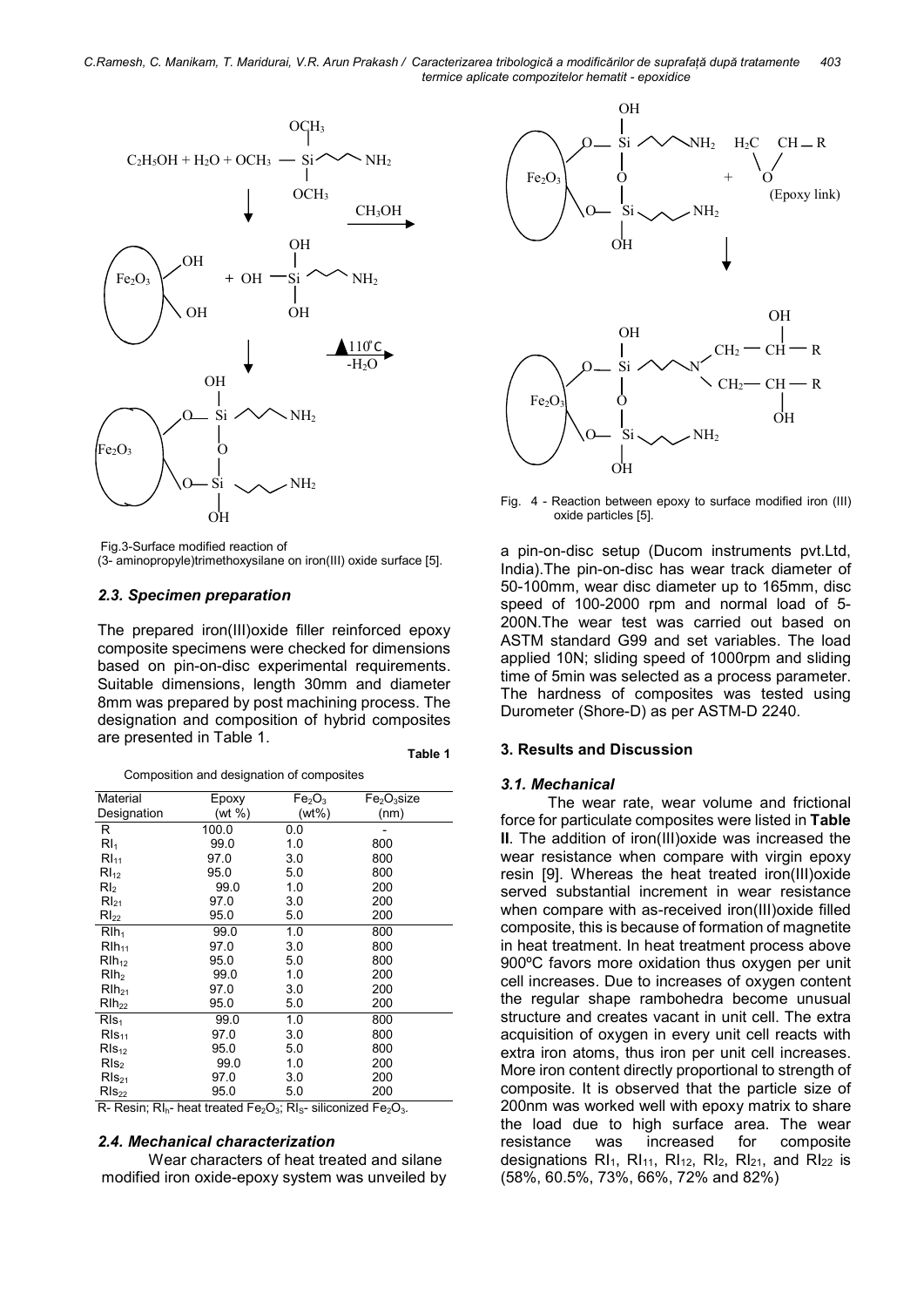Fig.3-Surface modified reaction of (3- aminopropyle)trimethoxysilane on iron(III) oxide surface [5].

### *2.3. Specimen preparation*

The prepared iron(III)oxide filler reinforced epoxy composite specimens were checked for dimensions based on pin-on-disc experimental requirements. Suitable dimensions, length 30mm and diameter 8mm was prepared by post machining process. The designation and composition of hybrid composites are presented in Table 1.

**Table 1**

Composition and designation of composites

| Material Designation | Epoxy (wt %) | $Fe_2O_3$ (wt%) | $Fe_2O_3$size (nm) |
|---|---|---|---|
| R | 100.0 | 0.0 | - |
| $RI_1$ | 99.0 | 1.0 | 800 |
| $RI_{11}$ | 97.0 | 3.0 | 800 |
| $RI_{12}$ | 95.0 | 5.0 | 800 |
| $RI_2$ | 99.0 | 1.0 | 200 |
| $RI_{21}$ | 97.0 | 3.0 | 200 |
| $RI_{22}$ | 95.0 | 5.0 | 200 |
| $RIh_1$ | 99.0 | 1.0 | 800 |
| $RIh_{11}$ | 97.0 | 3.0 | 800 |
| $RIh_{12}$ | 95.0 | 5.0 | 800 |
| $RIh_2$ | 99.0 | 1.0 | 200 |
| $RIh_{21}$ | 97.0 | 3.0 | 200 |
| $RIh_{22}$ | 95.0 | 5.0 | 200 |
| $RIs_1$ | 99.0 | 1.0 | 800 |
| $RIs_{11}$ | 97.0 | 3.0 | 800 |
| $RIs_{12}$ | 95.0 | 5.0 | 800 |
| $RIs_2$ | 99.0 | 1.0 | 200 |
| $RIs_{21}$ | 97.0 | 3.0 | 200 |
| $RIs_{22}$ | 95.0 | 5.0 | 200 |

R- Resin; $RI_h$- heat treated $Fe_2O_3$; $RI_S$- siliconized $Fe_2O_3$.

### *2.4. Mechanical characterization*

Wear characters of heat treated and silane modified iron oxide-epoxy system was unveiled by a pin-on-disc setup (Ducom instruments pvt.Ltd, India).The pin-on-disc has wear track diameter of 50-100mm, wear disc diameter up to 165mm, disc speed of 100-2000 rpm and normal load of 5-200N.The wear test was carried out based on ASTM standard G99 and set variables. The load applied 10N; sliding speed of 1000rpm and sliding time of 5min was selected as a process parameter. The hardness of composites was tested using Durometer (Shore-D) as per ASTM-D 2240.

Fig. 4 - Reaction between epoxy to surface modified iron (III) oxide particles [5].

## 3. Results and Discussion

### *3.1. Mechanical*

The wear rate, wear volume and frictional force for particulate composites were listed in **Table II**. The addition of iron(III)oxide was increased the wear resistance when compare with virgin epoxy resin [9]. Whereas the heat treated iron(III)oxide served substantial increment in wear resistance when compare with as-received iron(III)oxide filled composite, this is because of formation of magnetite in heat treatment. In heat treatment process above 900ºC favors more oxidation thus oxygen per unit cell increases. Due to increases of oxygen content the regular shape rambohedra become unusual structure and creates vacant in unit cell. The extra acquisition of oxygen in every unit cell reacts with extra iron atoms, thus iron per unit cell increases. More iron content directly proportional to strength of composite. It is observed that the particle size of 200nm was worked well with epoxy matrix to share the load due to high surface area. The wear resistance was increased for composite designations $RI_1$, $RI_{11}$, $RI_{12}$, $RI_2$, $RI_{21}$, and $RI_{22}$ is (58%, 60.5%, 73%, 66%, 72% and 82%)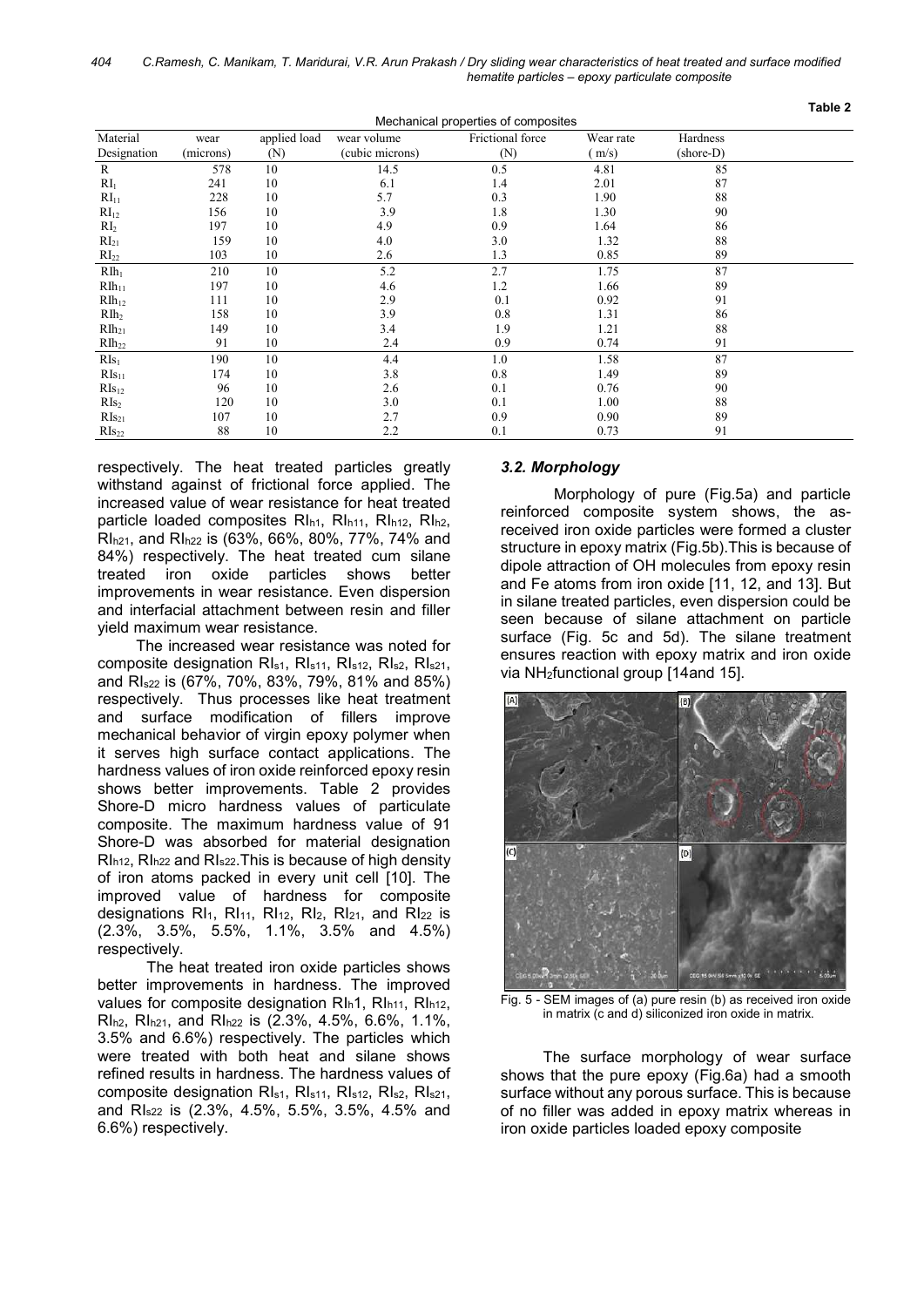**Table 2**

Mechanical properties of composites

| Material Designation | wear (microns) | applied load (N) | wear volume (cubic microns) | Frictional force (N) | Wear rate ( m/s) | Hardness (shore-D) |
|---|---|---|---|---|---|---|
| R | 578 | 10 | 14.5 | 0.5 | 4.81 | 85 |
| $RI_1$ | 241 | 10 | 6.1 | 1.4 | 2.01 | 87 |
| $RI_{11}$ | 228 | 10 | 5.7 | 0.3 | 1.90 | 88 |
| $RI_{12}$ | 156 | 10 | 3.9 | 1.8 | 1.30 | 90 |
| $RI_2$ | 197 | 10 | 4.9 | 0.9 | 1.64 | 86 |
| $RI_{21}$ | 159 | 10 | 4.0 | 3.0 | 1.32 | 88 |
| $RI_{22}$ | 103 | 10 | 2.6 | 1.3 | 0.85 | 89 |
| $RIh_1$ | 210 | 10 | 5.2 | 2.7 | 1.75 | 87 |
| $RIh_{11}$ | 197 | 10 | 4.6 | 1.2 | 1.66 | 89 |
| $RIh_{12}$ | 111 | 10 | 2.9 | 0.1 | 0.92 | 91 |
| $RIh_2$ | 158 | 10 | 3.9 | 0.8 | 1.31 | 86 |
| $RIh_{21}$ | 149 | 10 | 3.4 | 1.9 | 1.21 | 88 |
| $RIh_{22}$ | 91 | 10 | 2.4 | 0.9 | 0.74 | 91 |
| $RIs_1$ | 190 | 10 | 4.4 | 1.0 | 1.58 | 87 |
| $RIs_{11}$ | 174 | 10 | 3.8 | 0.8 | 1.49 | 89 |
| $RIs_{12}$ | 96 | 10 | 2.6 | 0.1 | 0.76 | 90 |
| $RIs_2$ | 120 | 10 | 3.0 | 0.1 | 1.00 | 88 |
| $RIs_{21}$ | 107 | 10 | 2.7 | 0.9 | 0.90 | 89 |
| $RIs_{22}$ | 88 | 10 | 2.2 | 0.1 | 0.73 | 91 |

respectively. The heat treated particles greatly withstand against of frictional force applied. The increased value of wear resistance for heat treated particle loaded composites $RI_{h1}$, $RI_{h11}$, $RI_{h12}$, $RI_{h2}$, $RI_{h21}$, and $RI_{h22}$ is (63%, 66%, 80%, 77%, 74% and 84%) respectively. The heat treated cum silane treated iron oxide particles shows better improvements in wear resistance. Even dispersion and interfacial attachment between resin and filler yield maximum wear resistance.

The increased wear resistance was noted for composite designation $RI_{s1}$, $RI_{s11}$, $RI_{s12}$, $RI_{s2}$, $RI_{s21}$, and $RI_{s22}$ is (67%, 70%, 83%, 79%, 81% and 85%) respectively. Thus processes like heat treatment and surface modification of fillers improve mechanical behavior of virgin epoxy polymer when it serves high surface contact applications. The hardness values of iron oxide reinforced epoxy resin shows better improvements. Table 2 provides Shore-D micro hardness values of particulate composite. The maximum hardness value of 91 Shore-D was absorbed for material designation $RI_{h12}$, $RI_{h22}$ and $RI_{s22}$.This is because of high density of iron atoms packed in every unit cell [10]. The improved value of hardness for composite designations $RI_1$, $RI_{11}$, $RI_{12}$, $RI_2$, $RI_{21}$, and $RI_{22}$ is (2.3%, 3.5%, 5.5%, 1.1%, 3.5% and 4.5%) respectively.

The heat treated iron oxide particles shows better improvements in hardness. The improved values for composite designation $RI_h1$, $RI_{h11}$, $RI_{h12}$, $RI_{h2}$, $RI_{h21}$, and $RI_{h22}$ is (2.3%, 4.5%, 6.6%, 1.1%, 3.5% and 6.6%) respectively. The particles which were treated with both heat and silane shows refined results in hardness. The hardness values of composite designation $RI_{s1}$, $RI_{s11}$, $RI_{s12}$, $RI_{s2}$, $RI_{s21}$, and $RI_{s22}$ is (2.3%, 4.5%, 5.5%, 3.5%, 4.5% and 6.6%) respectively.

### *3.2. Morphology*

Morphology of pure (Fig.5a) and particle reinforced composite system shows, the as-received iron oxide particles were formed a cluster structure in epoxy matrix (Fig.5b).This is because of dipole attraction of OH molecules from epoxy resin and Fe atoms from iron oxide [11, 12, and 13]. But in silane treated particles, even dispersion could be seen because of silane attachment on particle surface (Fig. 5c and 5d). The silane treatment ensures reaction with epoxy matrix and iron oxide via $NH_2$functional group [14and 15].

Fig. 5 - SEM images of (a) pure resin (b) as received iron oxide in matrix (c and d) siliconized iron oxide in matrix.

The surface morphology of wear surface shows that the pure epoxy (Fig.6a) had a smooth surface without any porous surface. This is because of no filler was added in epoxy matrix whereas in iron oxide particles loaded epoxy composite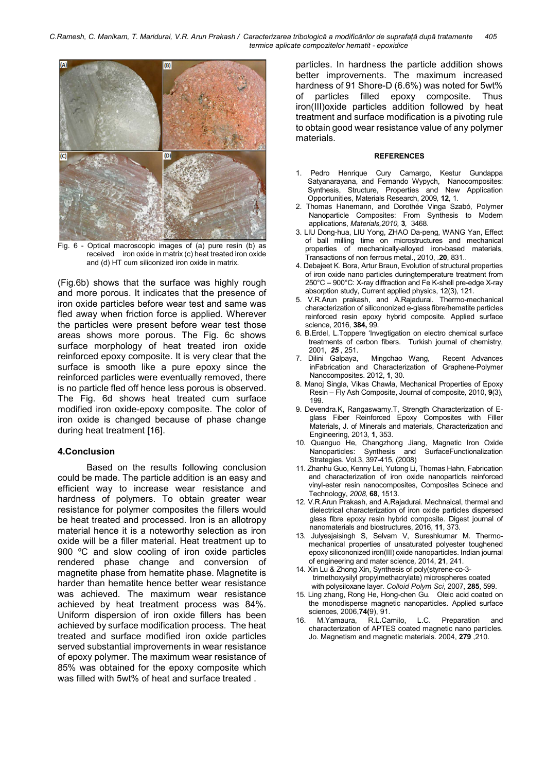Fig. 6 - Optical macroscopic images of (a) pure resin (b) as received iron oxide in matrix (c) heat treated iron oxide and (d) HT cum siliconized iron oxide in matrix.

(Fig.6b) shows that the surface was highly rough and more porous. It indicates that the presence of iron oxide particles before wear test and same was fled away when friction force is applied. Wherever the particles were present before wear test those areas shows more porous. The Fig. 6c shows surface morphology of heat treated iron oxide reinforced epoxy composite. It is very clear that the surface is smooth like a pure epoxy since the reinforced particles were eventually removed, there is no particle fled off hence less porous is observed. The Fig. 6d shows heat treated cum surface modified iron oxide-epoxy composite. The color of iron oxide is changed because of phase change during heat treatment [16].

## 4.Conclusion

Based on the results following conclusion could be made. The particle addition is an easy and efficient way to increase wear resistance and hardness of polymers. To obtain greater wear resistance for polymer composites the fillers would be heat treated and processed. Iron is an allotropy material hence it is a noteworthy selection as iron oxide will be a filler material. Heat treatment up to 900 ºC and slow cooling of iron oxide particles rendered phase change and conversion of magnetite phase from hematite phase. Magnetite is harder than hematite hence better wear resistance was achieved. The maximum wear resistance achieved by heat treatment process was 84%. Uniform dispersion of iron oxide fillers has been achieved by surface modification process. The heat treated and surface modified iron oxide particles served substantial improvements in wear resistance of epoxy polymer. The maximum wear resistance of 85% was obtained for the epoxy composite which was filled with 5wt% of heat and surface treated particles. In hardness the particle addition shows better improvements. The maximum increased hardness of 91 Shore-D (6.6%) was noted for 5wt% of particles filled epoxy composite. Thus iron(III)oxide particles addition followed by heat treatment and surface modification is a pivoting rule to obtain good wear resistance value of any polymer materials.

#### REFERENCES

1. Pedro Henrique Cury Camargo, Kestur Gundappa Satyanarayana, and Fernando Wypych, Nanocomposites: Synthesis, Structure, Properties and New Application Opportunities, Materials Research, 2009*,* **12***,* 1.
2. Thomas Hanemann, and Dorothée Vinga Szabó, Polymer Nanoparticle Composites: From Synthesis to Modern applications, *Materials,2010,* **3***,* 3468.
3. LIU Dong-hua, LIU Yong, ZHAO Da-peng, WANG Yan, Effect of ball milling time on microstructures and mechanical properties of mechanically-alloyed iron-based materials, Transactions of non ferrous metal., 2010, .**20**, 831..
4. Debajeet K. Bora, Artur Braun, Evolution of structural properties of iron oxide nano particles duringtemperature treatment from 250°C – 900°C: X-ray diffraction and Fe K-shell pre-edge X-ray absorption study, Current applied physics, 12(3), 121.
5. V.R.Arun prakash, and A.Rajadurai. Thermo-mechanical characterization of silicononized e-glass fibre/hematite particles reinforced resin epoxy hybrid composite. Applied surface science, 2016, **384,** 99.
6. B.Erdel, L.Toppere 'Invegtigation on electro chemical surface treatments of carbon fibers. Turkish journal of chemistry, 2001, ***25*** , 251.
7. Dilini Galpaya, Mingchao Wang, Recent Advances inFabrication and Characterization of Graphene-Polymer Nanocomposites. 2012, **1**, 30.
8. Manoj Singla, Vikas Chawla, Mechanical Properties of Epoxy Resin – Fly Ash Composite, Journal of composite*,* 2010, **9**(3), 199.
9. Devendra.K, Rangaswamy.T, Strength Characterization of E-glass Fiber Reinforced Epoxy Composites with Filler Materials, J. of Minerals and materials, Characterization and Engineering, 2013*,* **1**, 353.
10. Quanguo He, Changzhong Jiang, Magnetic Iron Oxide Nanoparticles: Synthesis and SurfaceFunctionalization Strategies. Vol.3, 397-415, (2008)
11. Zhanhu Guo, Kenny Lei, Yutong Li, Thomas Hahn, Fabrication and characterization of iron oxide nanoparticls reinforced vinyl-ester resin nanocomposites, Composites Scinece and Technology, *2008,* **68**, 1513.
12. V.R.Arun Prakash, and A.Rajadurai. Mechnaical, thermal and dielectrical characterization of iron oxide particles dispersed glass fibre epoxy resin hybrid composite. Digest journal of nanomaterials and biostructures, 2016, **11**, 373.
13. Julyesjaisingh S, Selvam V, Sureshkumar M. Thermo-mechanical properties of unsaturated polyester toughened epoxy siliconoized iron(III) oxide nanoparticles. Indian journal of engineering and mater science*,* 2014, **21**, 241.
14. Xin Lu & Zhong Xin, Synthesis of poly(styrene-co-3-trimethoxysilyl propylmethacrylate) microspheres coated with polysiloxane layer. *Colloid Polym Sci*, 2007, **285**, 599.
15. Ling zhang, Rong He, Hong-chen Gu. Oleic acid coated on the monodisperse magnetic nanoparticles. Applied surface sciences, 2006,**74(**9), 91.
16. M.Yamaura, R.L.Camilo, L.C. Preparation and characterization of APTES coated magnetic nano particles. Jo. Magnetism and magnetic materials. 2004, **279** ,210.